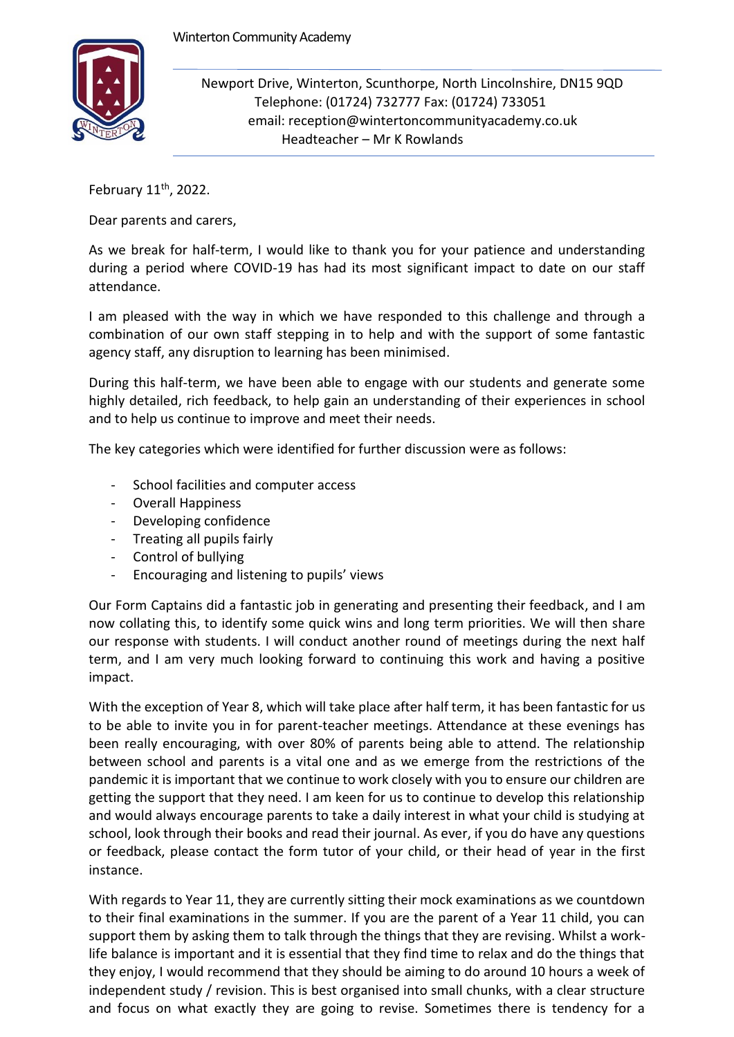Winterton Community Academy

Newport Drive, Winterton, Scunthorpe, North Lincolnshire, DN15 9QD
Telephone: (01724) 732777 Fax: (01724) 733051
email: reception@wintertoncommunityacademy.co.uk
Headteacher – Mr K Rowlands

February 11th, 2022.

Dear parents and carers,

As we break for half-term, I would like to thank you for your patience and understanding during a period where COVID-19 has had its most significant impact to date on our staff attendance.

I am pleased with the way in which we have responded to this challenge and through a combination of our own staff stepping in to help and with the support of some fantastic agency staff, any disruption to learning has been minimised.

During this half-term, we have been able to engage with our students and generate some highly detailed, rich feedback, to help gain an understanding of their experiences in school and to help us continue to improve and meet their needs.

The key categories which were identified for further discussion were as follows:

- School facilities and computer access
- Overall Happiness
- Developing confidence
- Treating all pupils fairly
- Control of bullying
- Encouraging and listening to pupils' views

Our Form Captains did a fantastic job in generating and presenting their feedback, and I am now collating this, to identify some quick wins and long term priorities. We will then share our response with students. I will conduct another round of meetings during the next half term, and I am very much looking forward to continuing this work and having a positive impact.

With the exception of Year 8, which will take place after half term, it has been fantastic for us to be able to invite you in for parent-teacher meetings. Attendance at these evenings has been really encouraging, with over 80% of parents being able to attend. The relationship between school and parents is a vital one and as we emerge from the restrictions of the pandemic it is important that we continue to work closely with you to ensure our children are getting the support that they need. I am keen for us to continue to develop this relationship and would always encourage parents to take a daily interest in what your child is studying at school, look through their books and read their journal. As ever, if you do have any questions or feedback, please contact the form tutor of your child, or their head of year in the first instance.

With regards to Year 11, they are currently sitting their mock examinations as we countdown to their final examinations in the summer. If you are the parent of a Year 11 child, you can support them by asking them to talk through the things that they are revising. Whilst a work-life balance is important and it is essential that they find time to relax and do the things that they enjoy, I would recommend that they should be aiming to do around 10 hours a week of independent study / revision. This is best organised into small chunks, with a clear structure and focus on what exactly they are going to revise. Sometimes there is tendency for a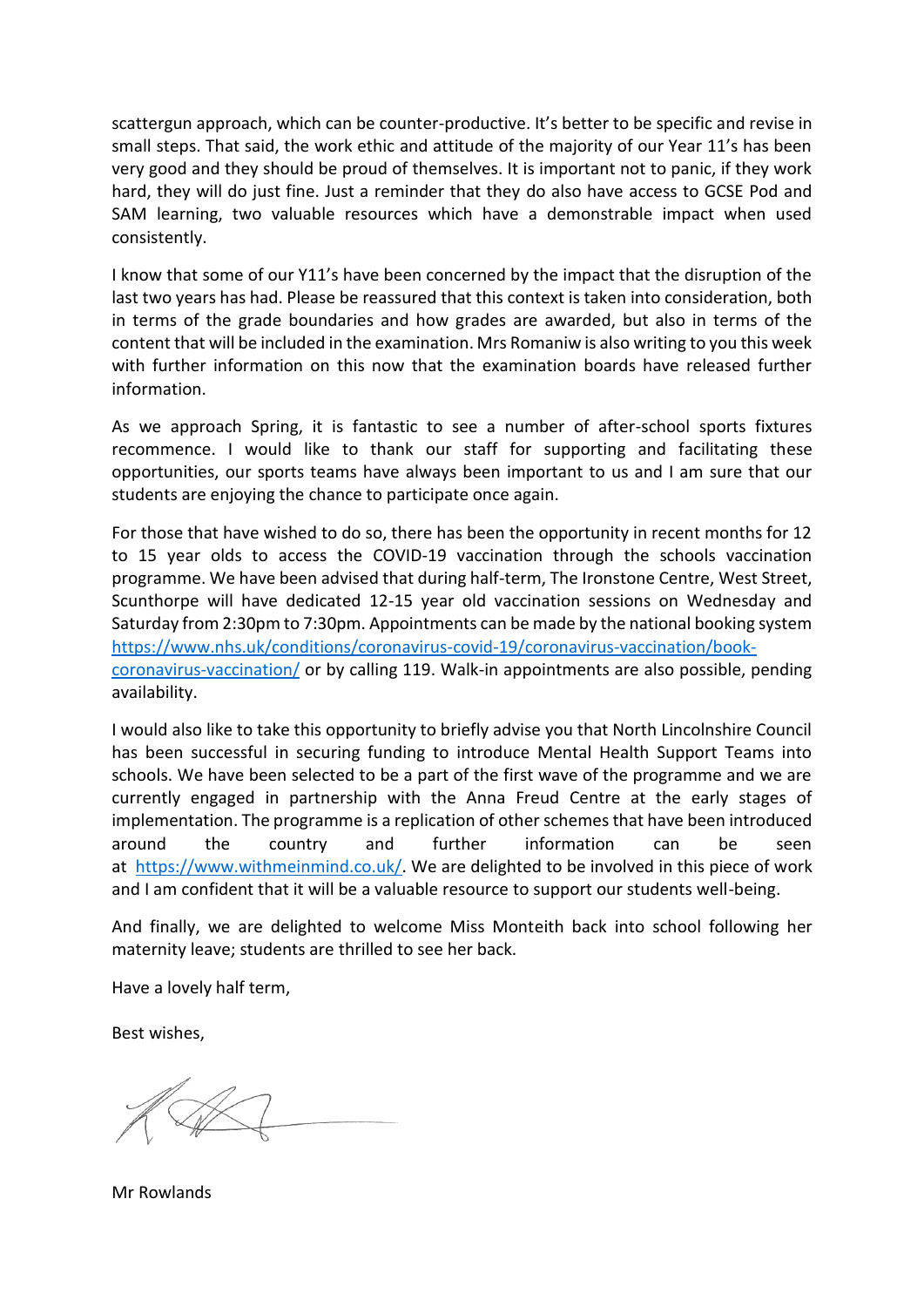scattergun approach, which can be counter-productive. It's better to be specific and revise in small steps. That said, the work ethic and attitude of the majority of our Year 11's has been very good and they should be proud of themselves. It is important not to panic, if they work hard, they will do just fine. Just a reminder that they do also have access to GCSE Pod and SAM learning, two valuable resources which have a demonstrable impact when used consistently.

I know that some of our Y11's have been concerned by the impact that the disruption of the last two years has had. Please be reassured that this context is taken into consideration, both in terms of the grade boundaries and how grades are awarded, but also in terms of the content that will be included in the examination. Mrs Romaniw is also writing to you this week with further information on this now that the examination boards have released further information.

As we approach Spring, it is fantastic to see a number of after-school sports fixtures recommence. I would like to thank our staff for supporting and facilitating these opportunities, our sports teams have always been important to us and I am sure that our students are enjoying the chance to participate once again.

For those that have wished to do so, there has been the opportunity in recent months for 12 to 15 year olds to access the COVID-19 vaccination through the schools vaccination programme. We have been advised that during half-term, The Ironstone Centre, West Street, Scunthorpe will have dedicated 12-15 year old vaccination sessions on Wednesday and Saturday from 2:30pm to 7:30pm. Appointments can be made by the national booking system https://www.nhs.uk/conditions/coronavirus-covid-19/coronavirus-vaccination/book-coronavirus-vaccination/ or by calling 119. Walk-in appointments are also possible, pending availability.

I would also like to take this opportunity to briefly advise you that North Lincolnshire Council has been successful in securing funding to introduce Mental Health Support Teams into schools. We have been selected to be a part of the first wave of the programme and we are currently engaged in partnership with the Anna Freud Centre at the early stages of implementation. The programme is a replication of other schemes that have been introduced around the country and further information can be seen at https://www.withmeinmind.co.uk/. We are delighted to be involved in this piece of work and I am confident that it will be a valuable resource to support our students well-being.

And finally, we are delighted to welcome Miss Monteith back into school following her maternity leave; students are thrilled to see her back.

Have a lovely half term,

Best wishes,

Mr Rowlands